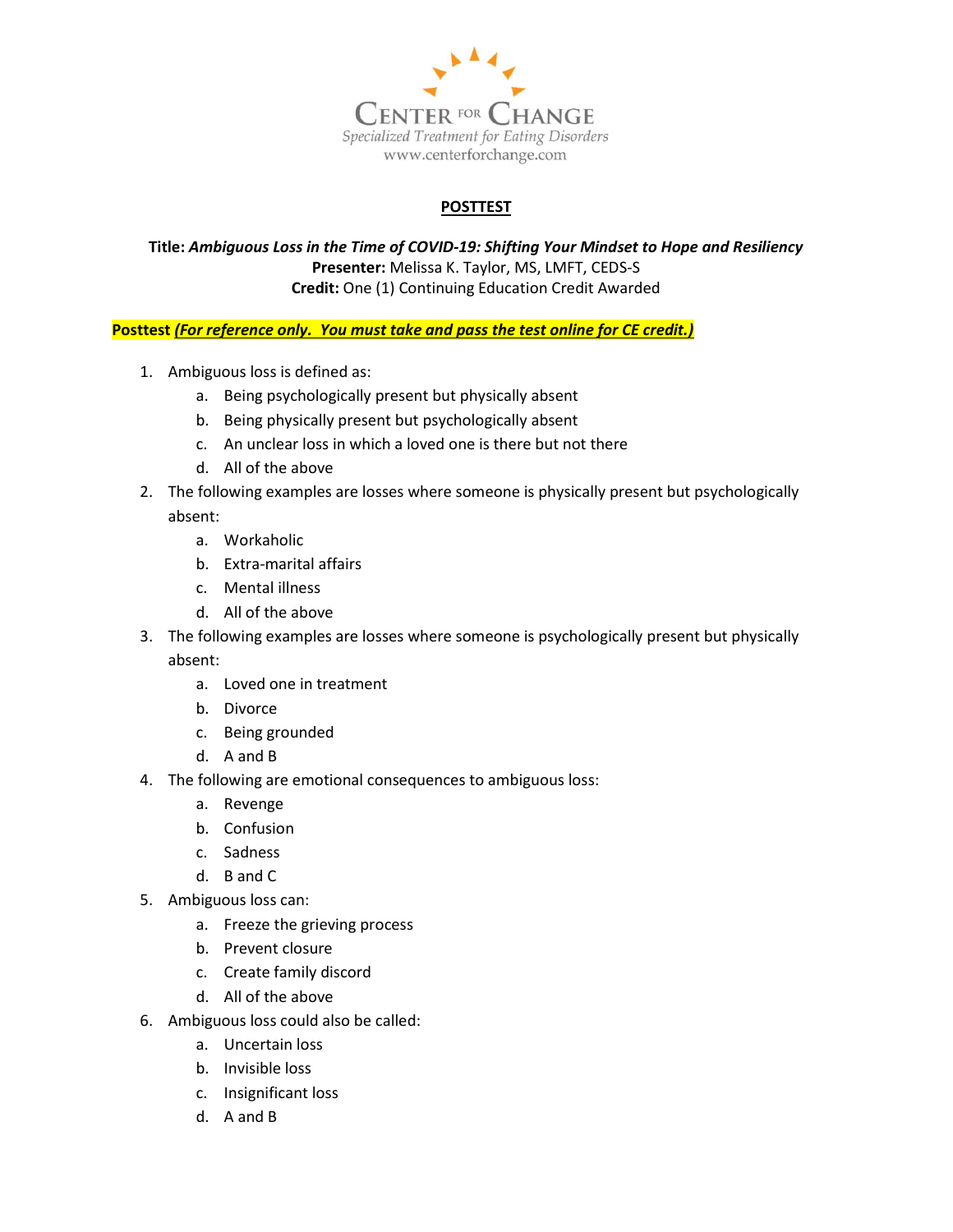CENTER FOR CHANGE
Specialized Treatment for Eating Disorders
www.centerforchange.com

## POSTTEST

**Title:** ***Ambiguous Loss in the Time of COVID-19: Shifting Your Mindset to Hope and Resiliency***
**Presenter:** Melissa K. Taylor, MS, LMFT, CEDS-S
**Credit:** One (1) Continuing Education Credit Awarded

**Posttest** ***(For reference only. You must take and pass the test online for CE credit.)***

1. Ambiguous loss is defined as:
   a. Being psychologically present but physically absent
   b. Being physically present but psychologically absent
   c. An unclear loss in which a loved one is there but not there
   d. All of the above
2. The following examples are losses where someone is physically present but psychologically absent:
   a. Workaholic
   b. Extra-marital affairs
   c. Mental illness
   d. All of the above
3. The following examples are losses where someone is psychologically present but physically absent:
   a. Loved one in treatment
   b. Divorce
   c. Being grounded
   d. A and B
4. The following are emotional consequences to ambiguous loss:
   a. Revenge
   b. Confusion
   c. Sadness
   d. B and C
5. Ambiguous loss can:
   a. Freeze the grieving process
   b. Prevent closure
   c. Create family discord
   d. All of the above
6. Ambiguous loss could also be called:
   a. Uncertain loss
   b. Invisible loss
   c. Insignificant loss
   d. A and B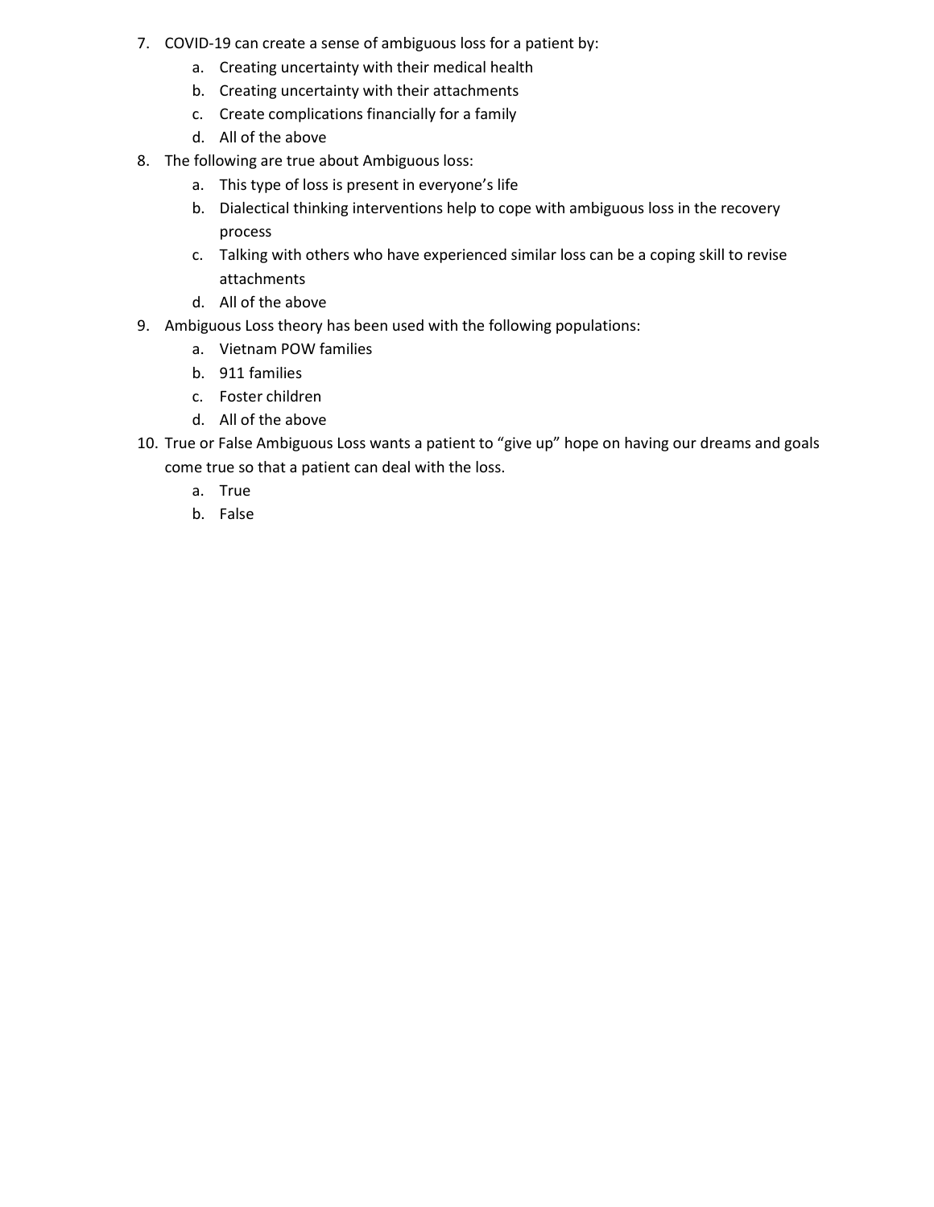7. COVID-19 can create a sense of ambiguous loss for a patient by:
    a. Creating uncertainty with their medical health
    b. Creating uncertainty with their attachments
    c. Create complications financially for a family
    d. All of the above
8. The following are true about Ambiguous loss:
    a. This type of loss is present in everyone's life
    b. Dialectical thinking interventions help to cope with ambiguous loss in the recovery process
    c. Talking with others who have experienced similar loss can be a coping skill to revise attachments
    d. All of the above
9. Ambiguous Loss theory has been used with the following populations:
    a. Vietnam POW families
    b. 911 families
    c. Foster children
    d. All of the above
10. True or False Ambiguous Loss wants a patient to "give up" hope on having our dreams and goals come true so that a patient can deal with the loss.
    a. True
    b. False